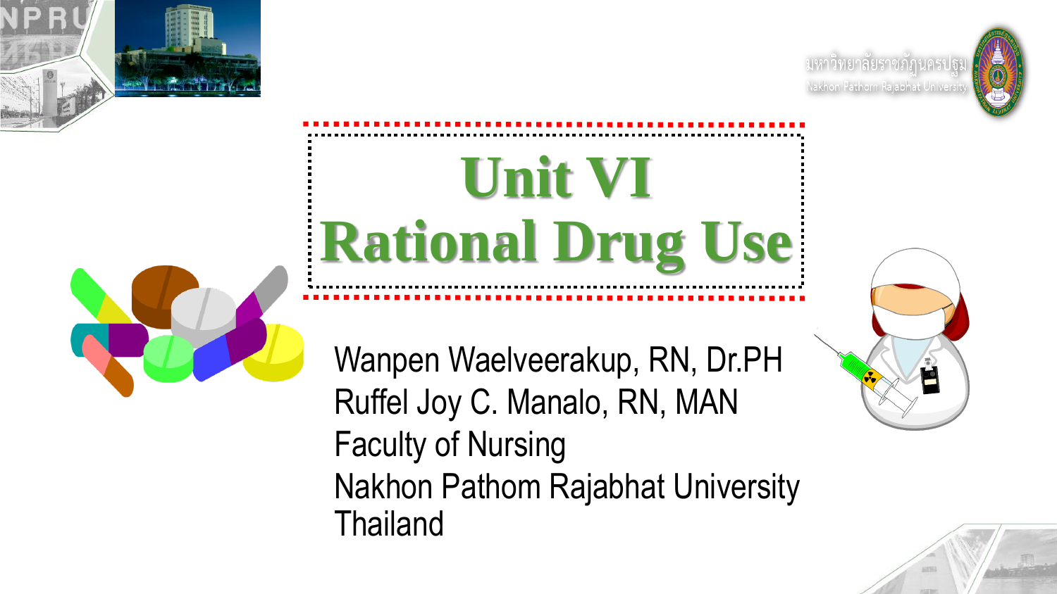มหาวิทยาลัยราชภัฏนครปฐม
Nakhon Pathom Rajabhat University

# Unit VI
# Rational Drug Use

Wanpen Waelveerakup, RN, Dr.PH
Ruffel Joy C. Manalo, RN, MAN
Faculty of Nursing
Nakhon Pathom Rajabhat University
Thailand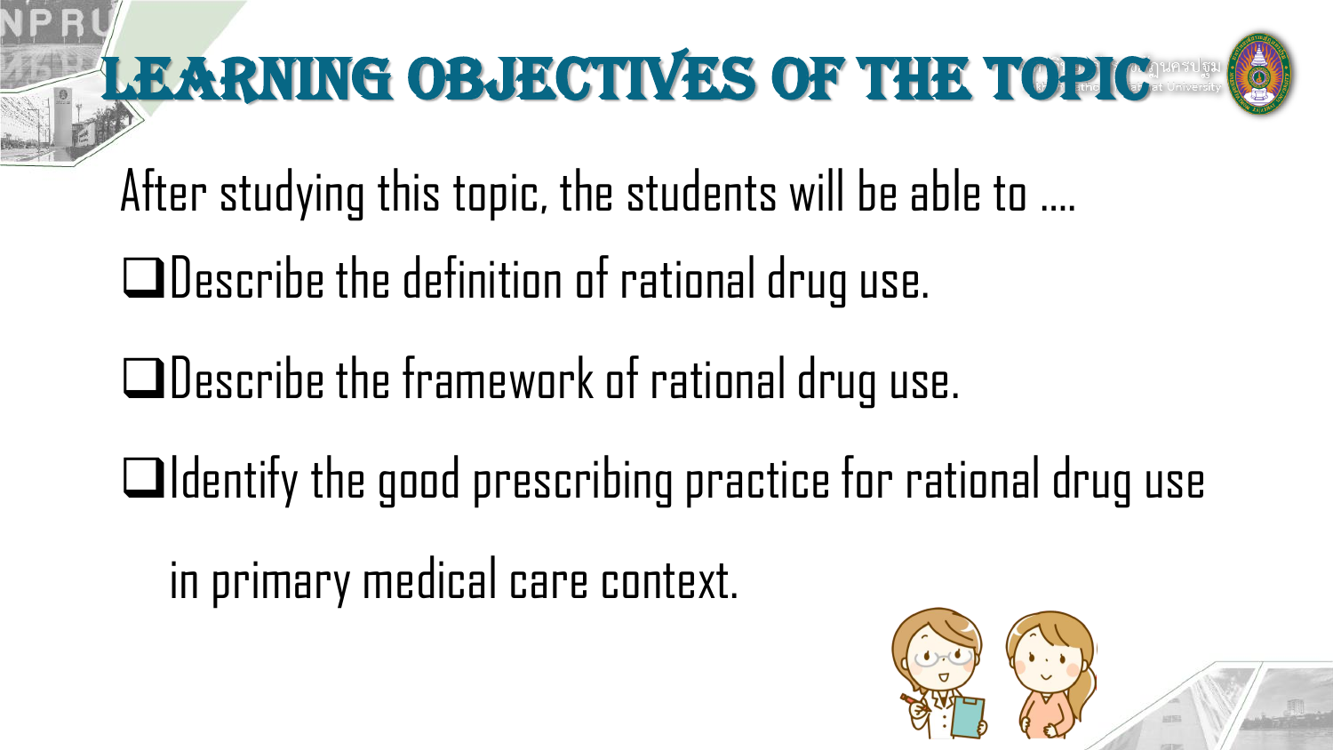# LEARNING OBJECTIVES OF THE TOPIC

After studying this topic, the students will be able to ....

- ❑Describe the definition of rational drug use.
- ❑Describe the framework of rational drug use.
- ❑Identify the good prescribing practice for rational drug use in primary medical care context.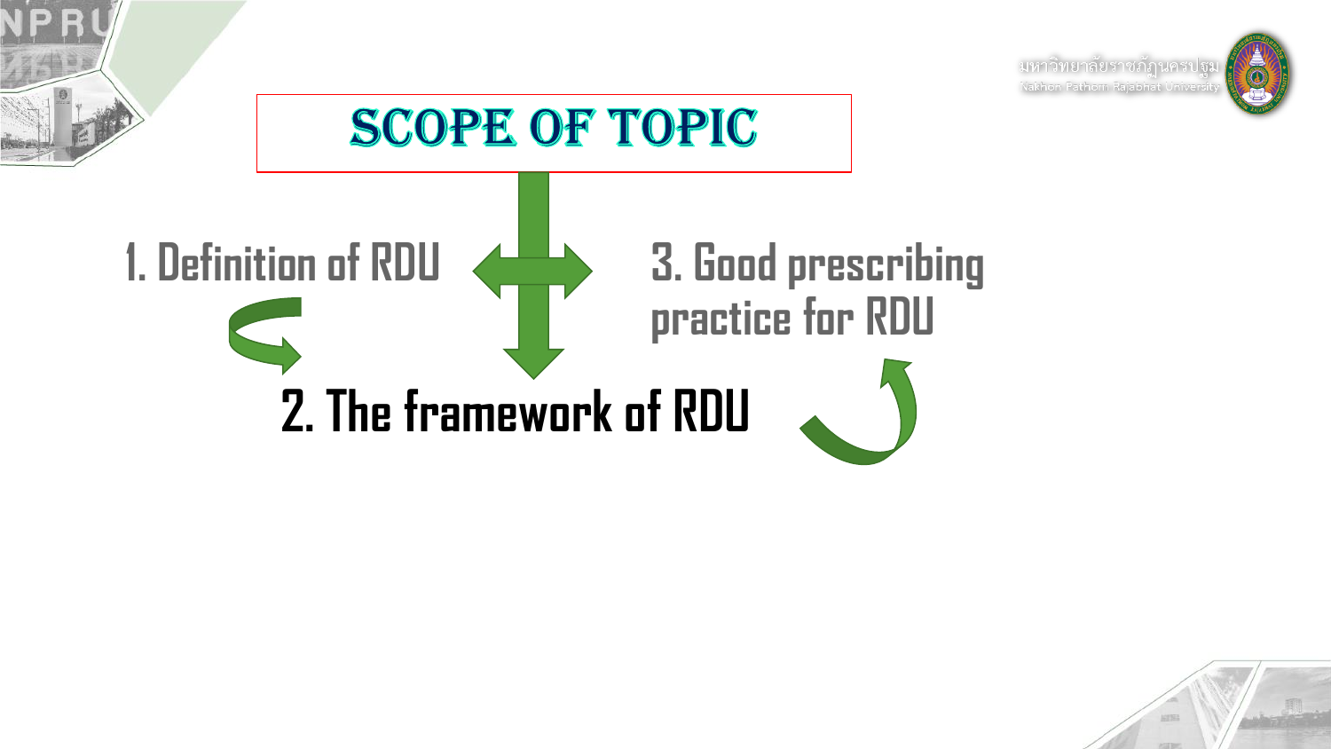# SCOPE OF TOPIC

1. Definition of RDU

2. The framework of RDU

3. Good prescribing practice for RDU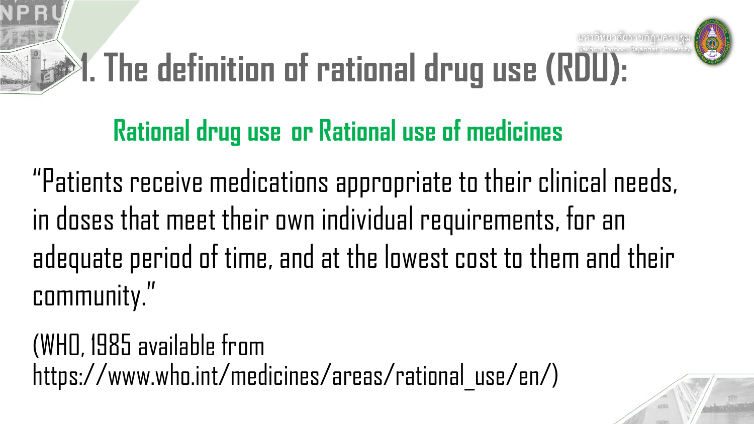# 1. The definition of rational drug use (RDU):

## Rational drug use or Rational use of medicines

“Patients receive medications appropriate to their clinical needs, in doses that meet their own individual requirements, for an adequate period of time, and at the lowest cost to them and their community.”

(WHO, 1985 available from https://www.who.int/medicines/areas/rational_use/en/)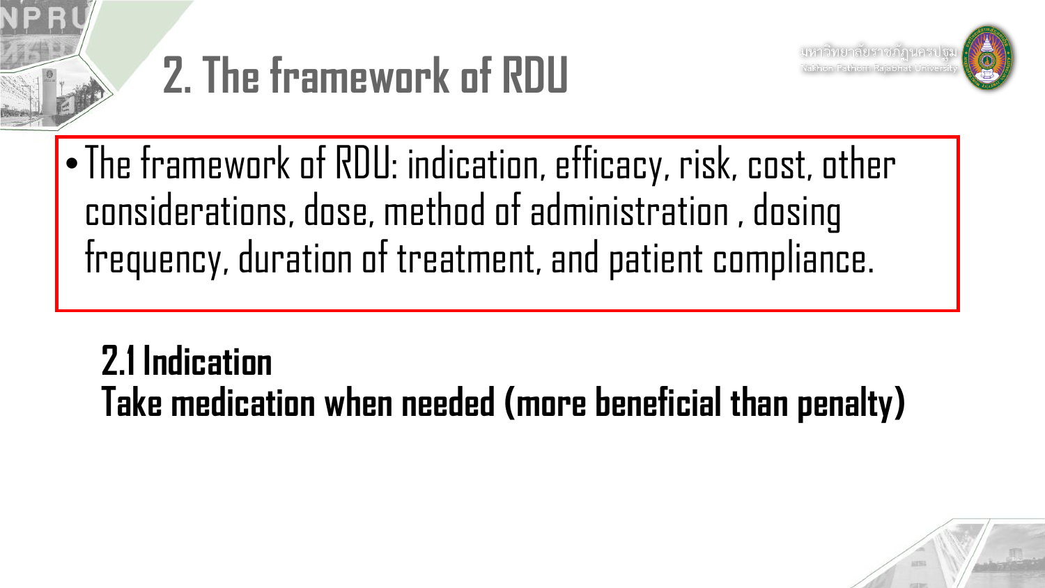# 2. The framework of RDU

- The framework of RDU: indication, efficacy, risk, cost, other considerations, dose, method of administration , dosing frequency, duration of treatment, and patient compliance.

**2.1 Indication**
**Take medication when needed (more beneficial than penalty)**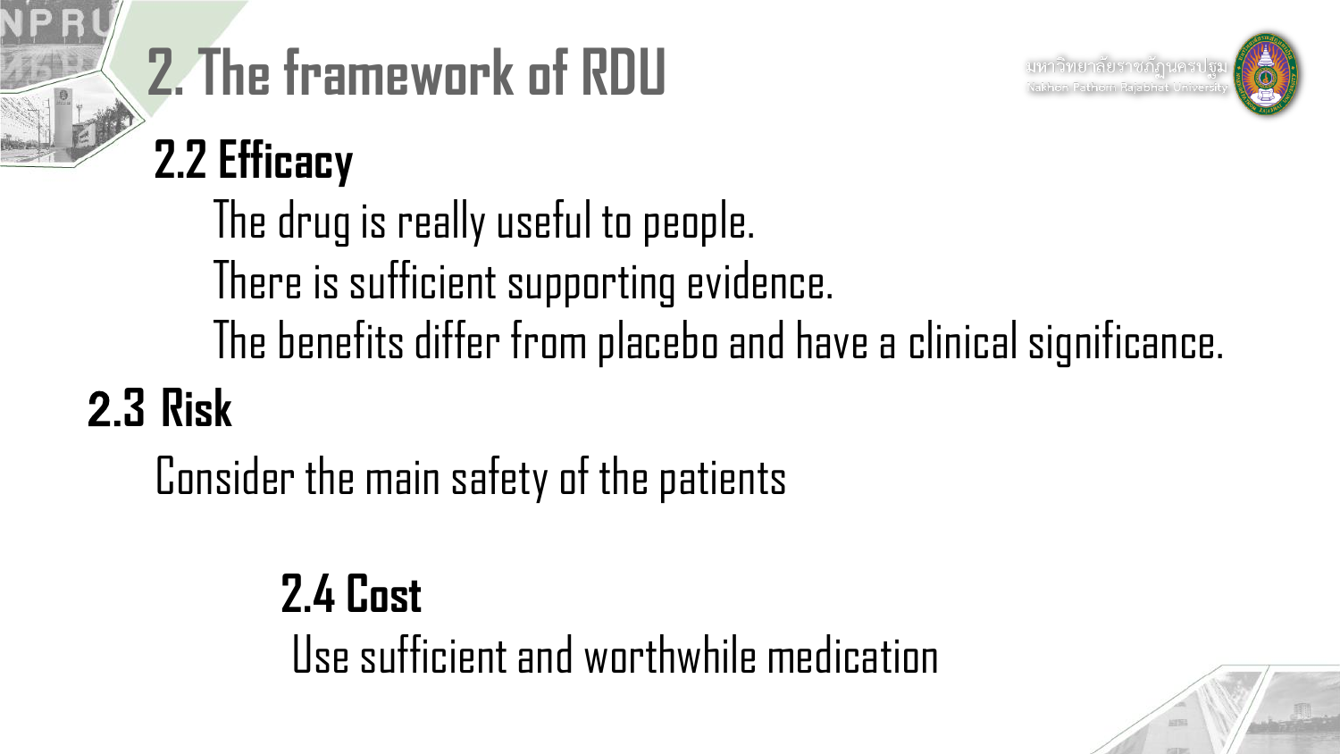# 2. The framework of RDU

## 2.2 Efficacy

The drug is really useful to people.

There is sufficient supporting evidence.

The benefits differ from placebo and have a clinical significance.

## 2.3 Risk

Consider the main safety of the patients

## 2.4 Cost

Use sufficient and worthwhile medication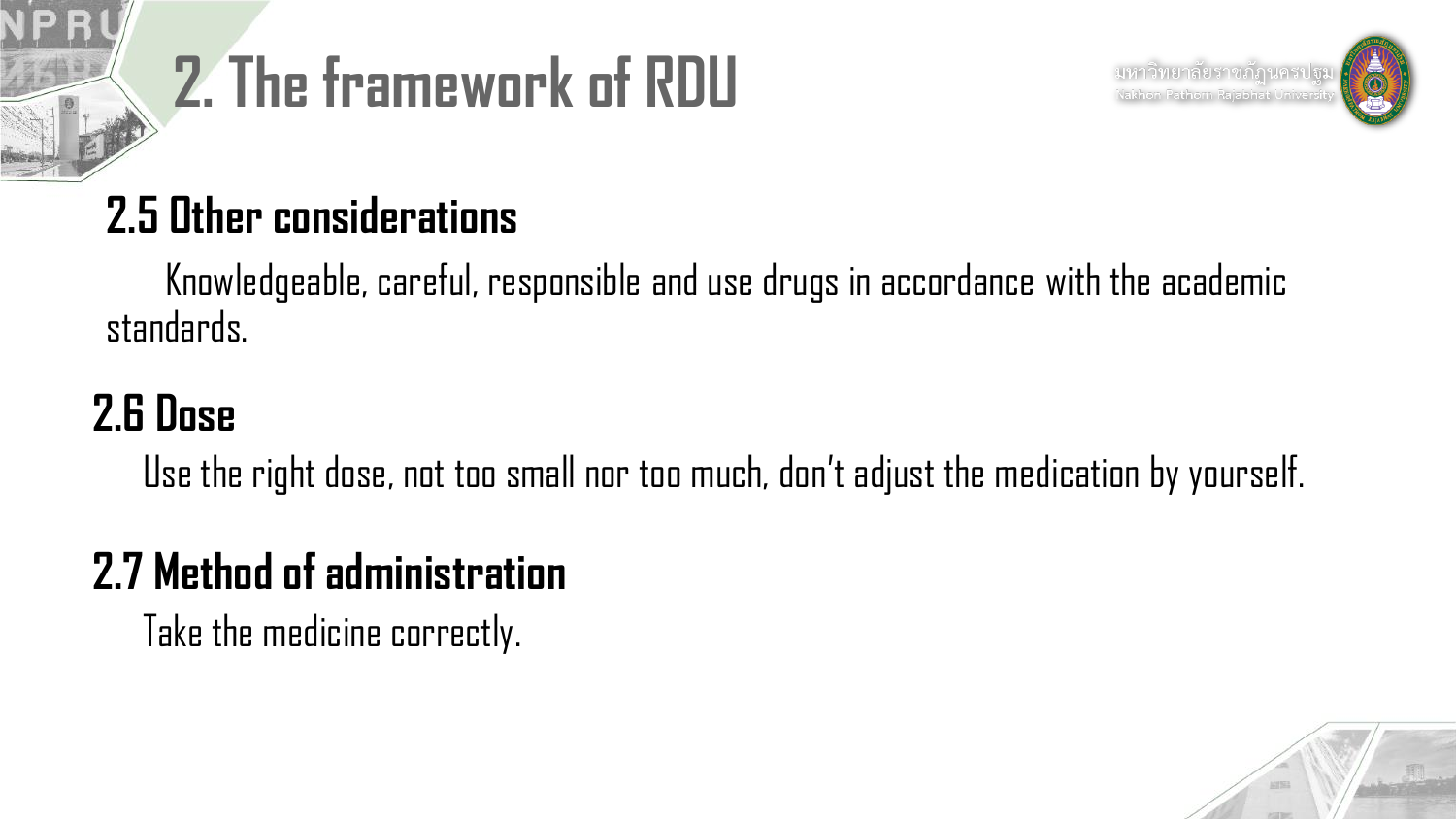# 2. The framework of RDU

## 2.5 Other considerations

Knowledgeable, careful, responsible and use drugs in accordance with the academic standards.

## 2.6 Dose

Use the right dose, not too small nor too much, don't adjust the medication by yourself.

## 2.7 Method of administration

Take the medicine correctly.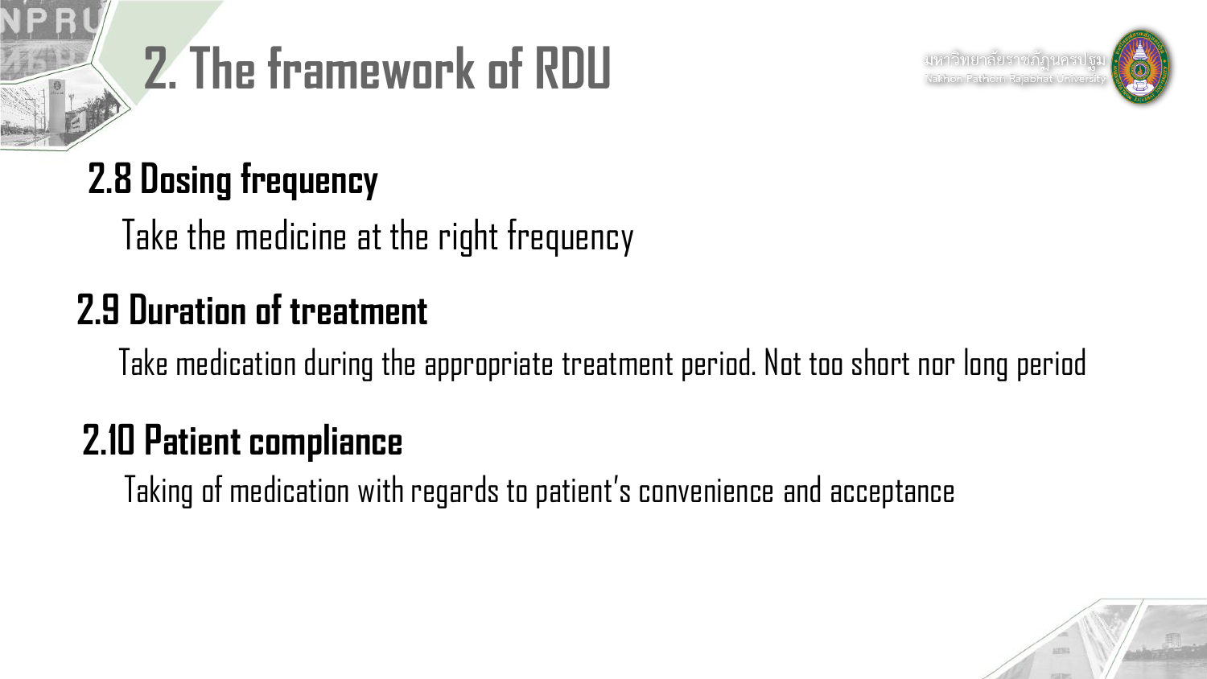# 2. The framework of RDU

## 2.8 Dosing frequency

Take the medicine at the right frequency

## 2.9 Duration of treatment

Take medication during the appropriate treatment period. Not too short nor long period

## 2.10 Patient compliance

Taking of medication with regards to patient's convenience and acceptance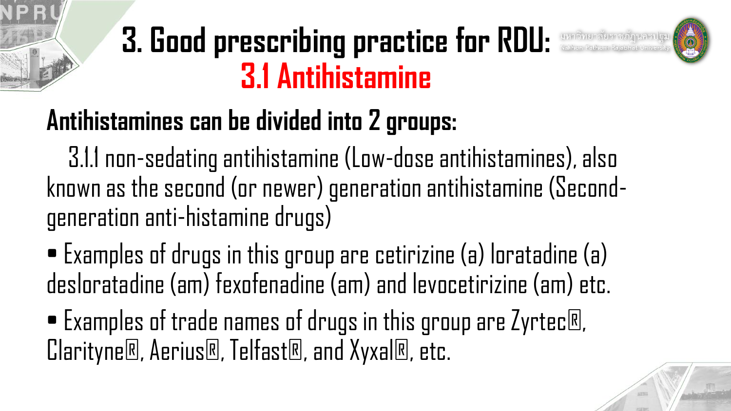# 3. Good prescribing practice for RDU: 3.1 Antihistamine

**Antihistamines can be divided into 2 groups:**

3.1.1 non-sedating antihistamine (Low-dose antihistamines), also known as the second (or newer) generation antihistamine (Second-generation anti-histamine drugs)

- Examples of drugs in this group are cetirizine (a) loratadine (a) desloratadine (am) fexofenadine (am) and levocetirizine (am) etc.
- Examples of trade names of drugs in this group are Zyrtec®, Clarityne®, Aerius®, Telfast®, and Xyxal®, etc.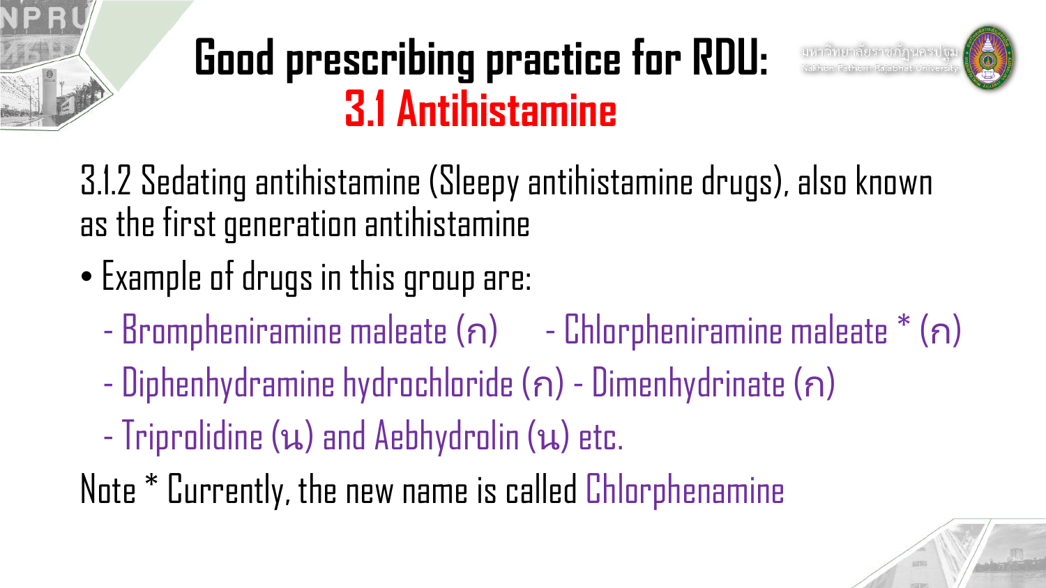# Good prescribing practice for RDU: 3.1 Antihistamine

3.1.2 Sedating antihistamine (Sleepy antihistamine drugs), also known as the first generation antihistamine

- Example of drugs in this group are:
  - Brompheniramine maleate (ก)
  - Chlorpheniramine maleate * (ก)
  - Diphenhydramine hydrochloride (ก)
  - Dimenhydrinate (ก)
  - Triprolidine (น) and Aebhydrolin (น) etc.

Note * Currently, the new name is called Chlorphenamine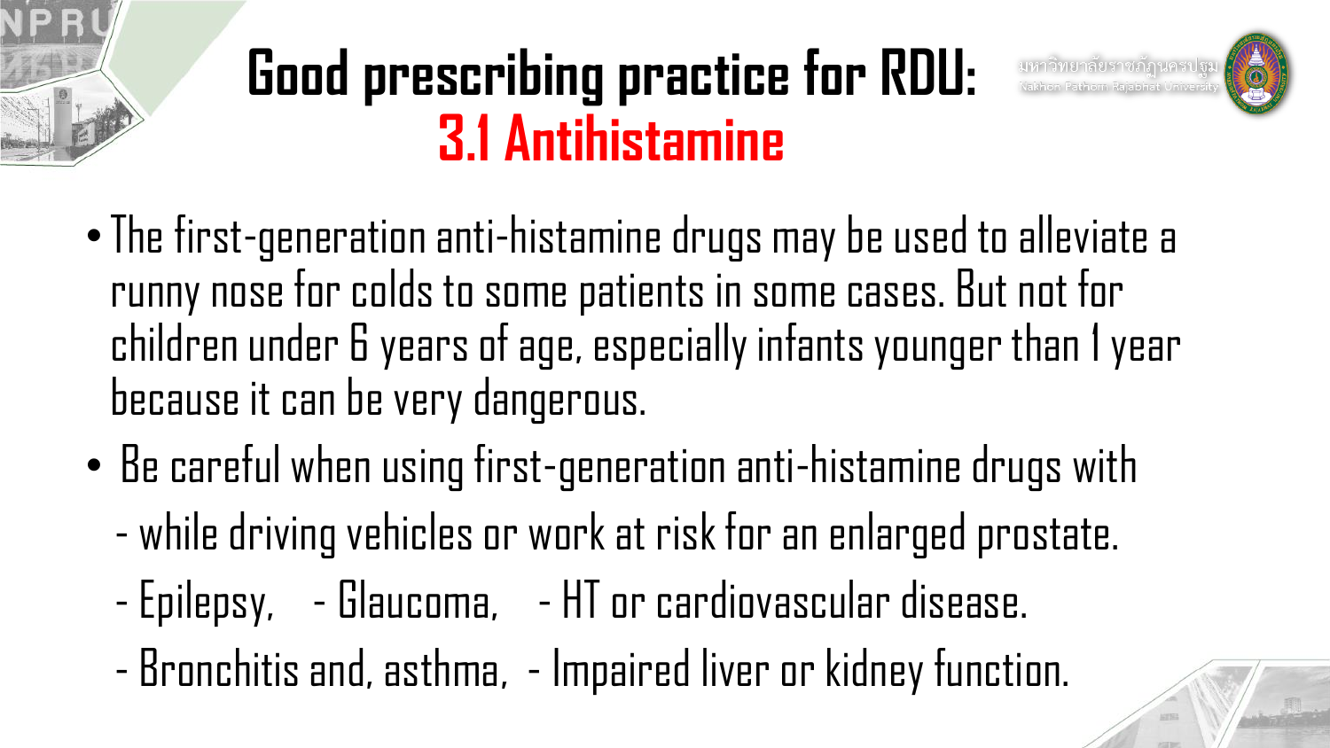# Good prescribing practice for RDU: 3.1 Antihistamine

- The first-generation anti-histamine drugs may be used to alleviate a runny nose for colds to some patients in some cases. But not for children under 6 years of age, especially infants younger than 1 year because it can be very dangerous.
- Be careful when using first-generation anti-histamine drugs with
  - while driving vehicles or work at risk for an enlarged prostate.
  - Epilepsy, - Glaucoma, - HT or cardiovascular disease.
  - Bronchitis and, asthma, - Impaired liver or kidney function.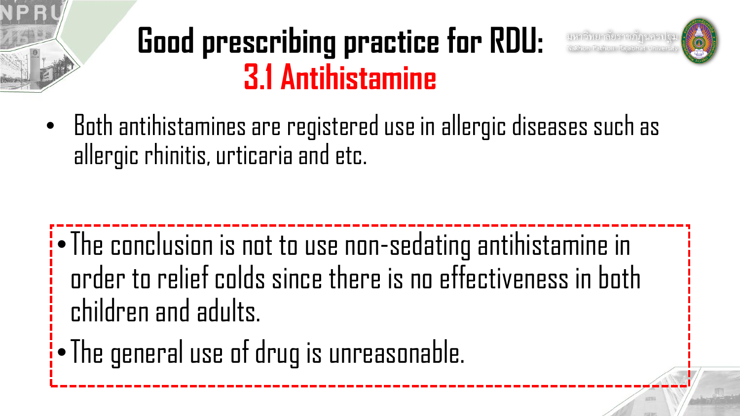# Good prescribing practice for RDU:
## 3.1 Antihistamine

- Both antihistamines are registered use in allergic diseases such as allergic rhinitis, urticaria and etc.

- The conclusion is not to use non-sedating antihistamine in order to relief colds since there is no effectiveness in both children and adults.
- The general use of drug is unreasonable.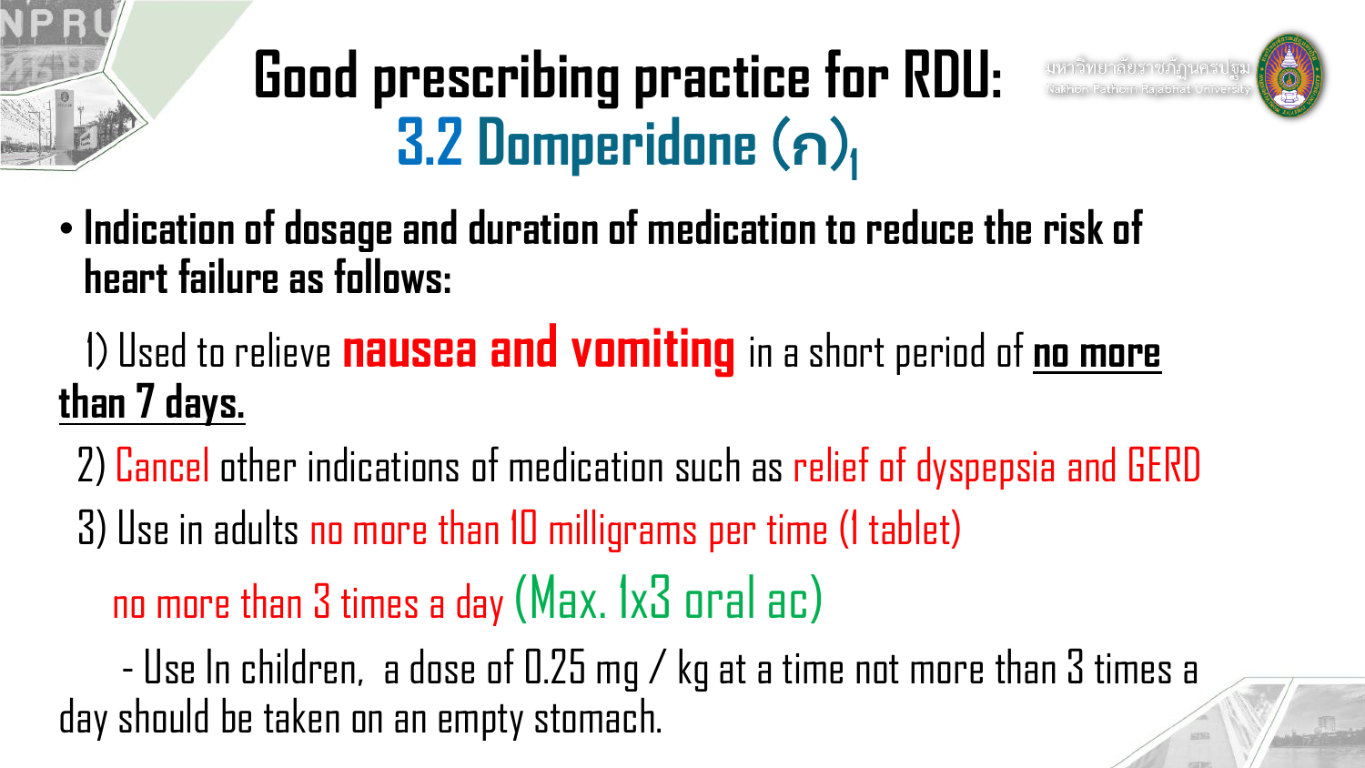# Good prescribing practice for RDU:
## 3.2 Domperidone (ก)[1]

- **Indication of dosage and duration of medication to reduce the risk of heart failure as follows:**

1) Used to relieve **nausea and vomiting** in a short period of **no more than 7 days.**

2) Cancel other indications of medication such as relief of dyspepsia and GERD

3) Use in adults no more than 10 milligrams per time (1 tablet) no more than 3 times a day (Max. 1x3 oral ac)

- Use In children, a dose of 0.25 mg / kg at a time not more than 3 times a day should be taken on an empty stomach.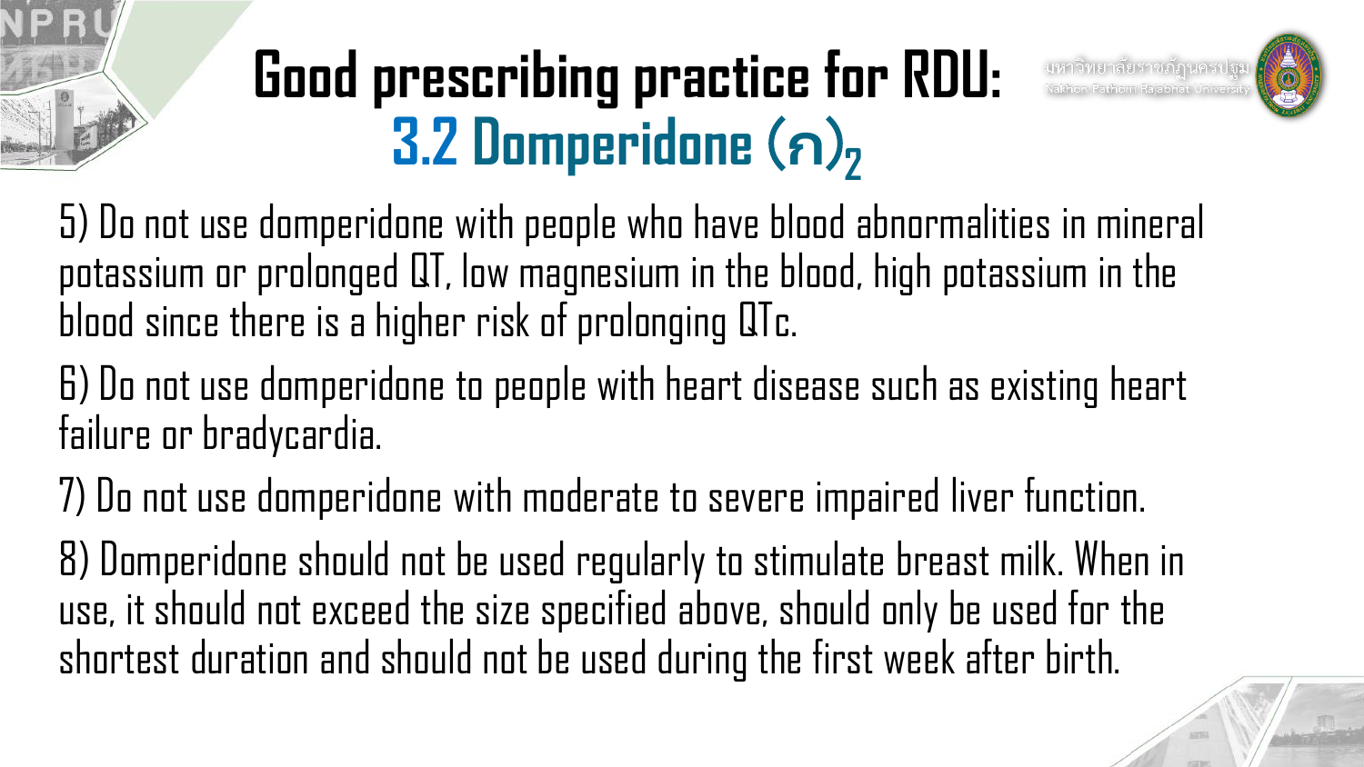# Good prescribing practice for RDU: 3.2 Domperidone (ก)$_2$

5) Do not use domperidone with people who have blood abnormalities in mineral potassium or prolonged QT, low magnesium in the blood, high potassium in the blood since there is a higher risk of prolonging QTc.

6) Do not use domperidone to people with heart disease such as existing heart failure or bradycardia.

7) Do not use domperidone with moderate to severe impaired liver function.

8) Domperidone should not be used regularly to stimulate breast milk. When in use, it should not exceed the size specified above, should only be used for the shortest duration and should not be used during the first week after birth.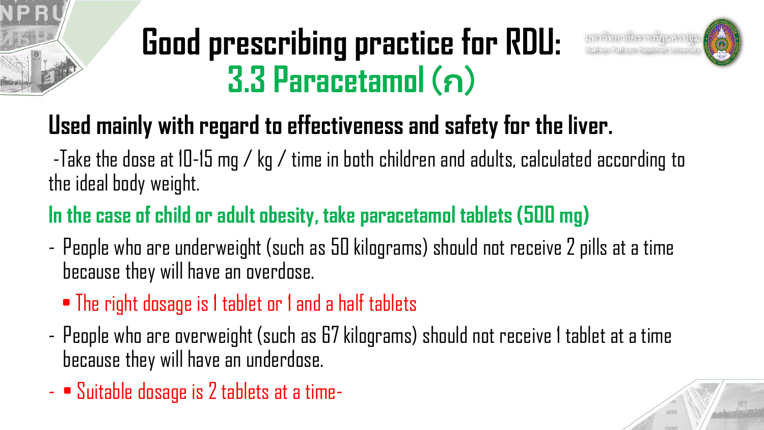# Good prescribing practice for RDU: 3.3 Paracetamol (ก)

## Used mainly with regard to effectiveness and safety for the liver.

-Take the dose at 10-15 mg / kg / time in both children and adults, calculated according to the ideal body weight.

**In the case of child or adult obesity, take paracetamol tablets (500 mg)**

- People who are underweight (such as 50 kilograms) should not receive 2 pills at a time because they will have an overdose.
  - The right dosage is 1 tablet or 1 and a half tablets
- People who are overweight (such as 67 kilograms) should not receive 1 tablet at a time because they will have an underdose.
- • Suitable dosage is 2 tablets at a time-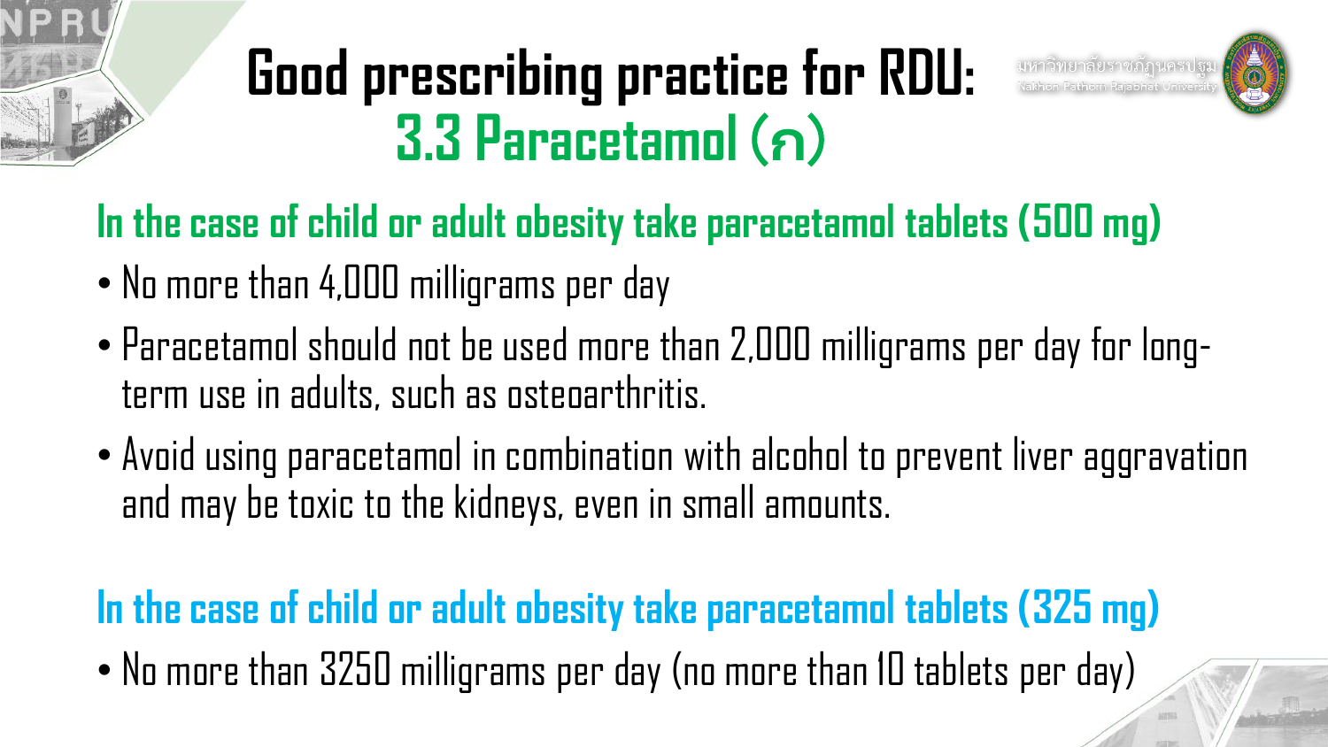# Good prescribing practice for RDU:
## 3.3 Paracetamol (ก)

### In the case of child or adult obesity take paracetamol tablets (500 mg)

- No more than 4,000 milligrams per day
- Paracetamol should not be used more than 2,000 milligrams per day for long-term use in adults, such as osteoarthritis.
- Avoid using paracetamol in combination with alcohol to prevent liver aggravation and may be toxic to the kidneys, even in small amounts.

### In the case of child or adult obesity take paracetamol tablets (325 mg)

- No more than 3250 milligrams per day (no more than 10 tablets per day)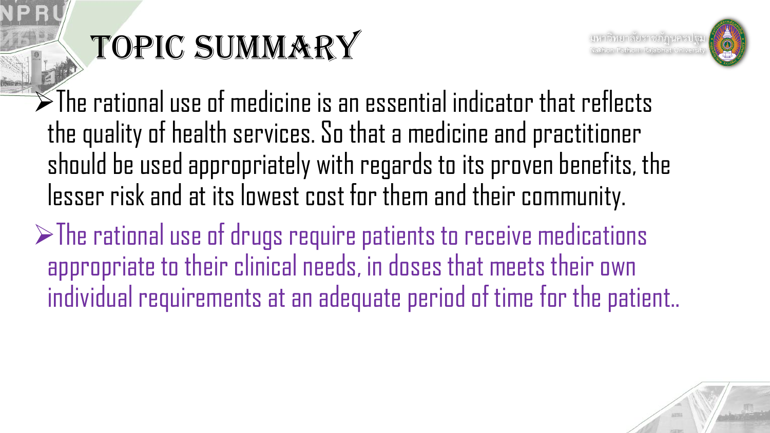# TOPIC SUMMARY

- The rational use of medicine is an essential indicator that reflects the quality of health services. So that a medicine and practitioner should be used appropriately with regards to its proven benefits, the lesser risk and at its lowest cost for them and their community.
- The rational use of drugs require patients to receive medications appropriate to their clinical needs, in doses that meets their own individual requirements at an adequate period of time for the patient..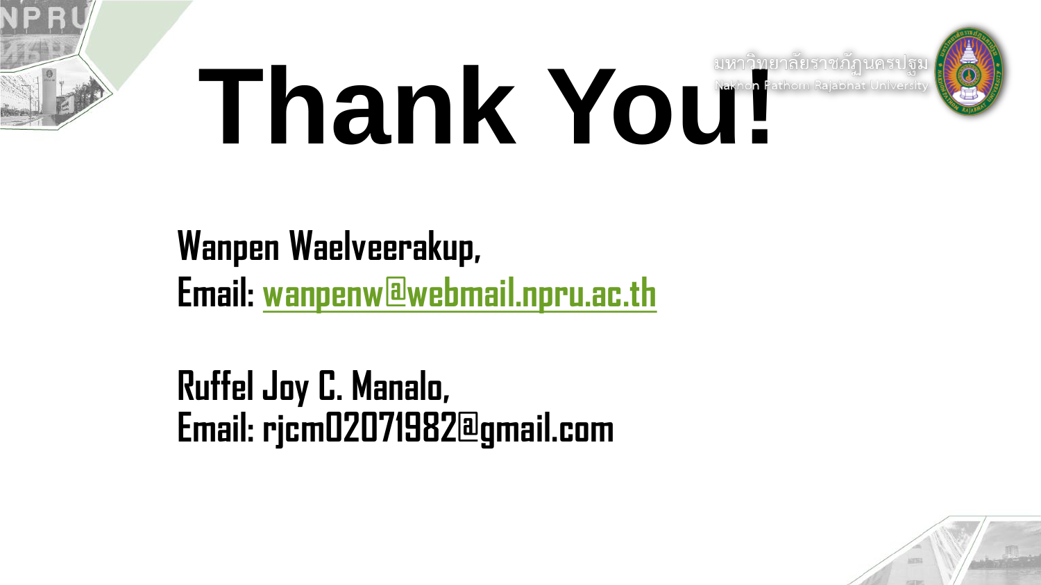# Thank You!

มหาวิทยาลัยราชภัฏนครปฐม
Nakhon Pathom Rajabhat University

**Wanpen Waelveerakup,**
**Email: wanpenw@webmail.npru.ac.th**

**Ruffel Joy C. Manalo,**
**Email: rjcm02071982@gmail.com**